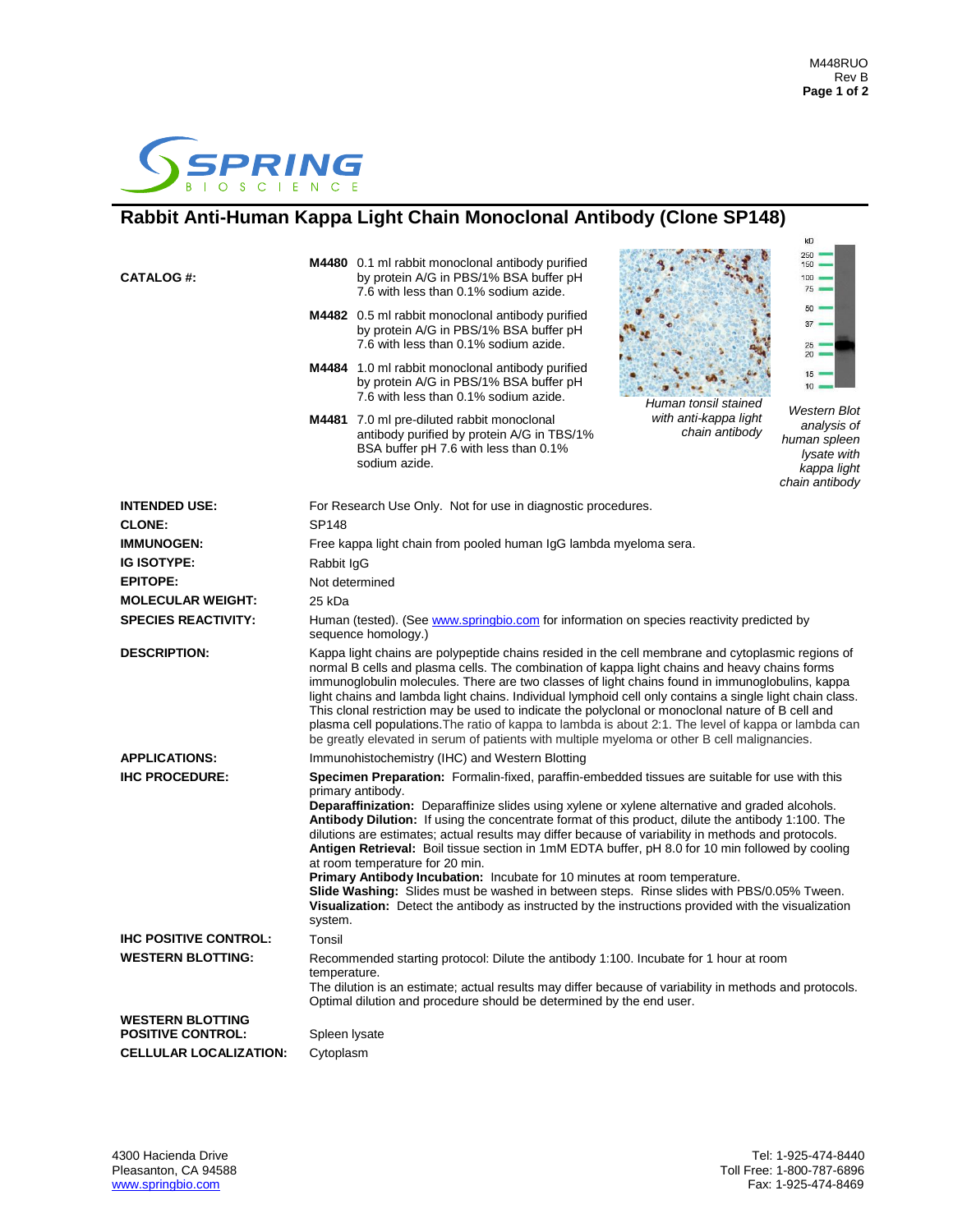# Rabbit Anti-Human Kappa Light Chain Monoclonal Antibody (Clone SP148)

**CATALOG #:**

**M4480** 0.1 ml rabbit monoclonal antibody purified by protein A/G in PBS/1% BSA buffer pH 7.6 with less than 0.1% sodium azide.

**M4482** 0.5 ml rabbit monoclonal antibody purified by protein A/G in PBS/1% BSA buffer pH 7.6 with less than 0.1% sodium azide.

**M4484** 1.0 ml rabbit monoclonal antibody purified by protein A/G in PBS/1% BSA buffer pH 7.6 with less than 0.1% sodium azide.

**M4481** 7.0 ml pre-diluted rabbit monoclonal antibody purified by protein A/G in TBS/1% BSA buffer pH 7.6 with less than 0.1% sodium azide.

*Human tonsil stained with anti-kappa light chain antibody*

*Western Blot analysis of human spleen lysate with kappa light chain antibody*

**INTENDED USE:** For Research Use Only. Not for use in diagnostic procedures.

**CLONE:** SP148

**IMMUNOGEN:** Free kappa light chain from pooled human IgG lambda myeloma sera.

**IG ISOTYPE:** Rabbit IgG

**EPITOPE:** Not determined

**MOLECULAR WEIGHT:** 25 kDa

**SPECIES REACTIVITY:** Human (tested). (See www.springbio.com for information on species reactivity predicted by sequence homology.)

**DESCRIPTION:** Kappa light chains are polypeptide chains resided in the cell membrane and cytoplasmic regions of normal B cells and plasma cells. The combination of kappa light chains and heavy chains forms immunoglobulin molecules. There are two classes of light chains found in immunoglobulins, kappa light chains and lambda light chains. Individual lymphoid cell only contains a single light chain class. This clonal restriction may be used to indicate the polyclonal or monoclonal nature of B cell and plasma cell populations.The ratio of kappa to lambda is about 2:1. The level of kappa or lambda can be greatly elevated in serum of patients with multiple myeloma or other B cell malignancies.

**APPLICATIONS:** Immunohistochemistry (IHC) and Western Blotting

**IHC PROCEDURE:**

**Specimen Preparation:** Formalin-fixed, paraffin-embedded tissues are suitable for use with this primary antibody.
**Deparaffinization:** Deparaffinize slides using xylene or xylene alternative and graded alcohols.
**Antibody Dilution:** If using the concentrate format of this product, dilute the antibody 1:100. The dilutions are estimates; actual results may differ because of variability in methods and protocols.
**Antigen Retrieval:** Boil tissue section in 1mM EDTA buffer, pH 8.0 for 10 min followed by cooling at room temperature for 20 min.
**Primary Antibody Incubation:** Incubate for 10 minutes at room temperature.
**Slide Washing:** Slides must be washed in between steps. Rinse slides with PBS/0.05% Tween.
**Visualization:** Detect the antibody as instructed by the instructions provided with the visualization system.

**IHC POSITIVE CONTROL:** Tonsil

**WESTERN BLOTTING:** Recommended starting protocol: Dilute the antibody 1:100. Incubate for 1 hour at room temperature.
The dilution is an estimate; actual results may differ because of variability in methods and protocols. Optimal dilution and procedure should be determined by the end user.

**WESTERN BLOTTING POSITIVE CONTROL:** Spleen lysate

**CELLULAR LOCALIZATION:** Cytoplasm

4300 Hacienda Drive
Pleasanton, CA 94588
www.springbio.com

Tel: 1-925-474-8440
Toll Free: 1-800-787-6896
Fax: 1-925-474-8469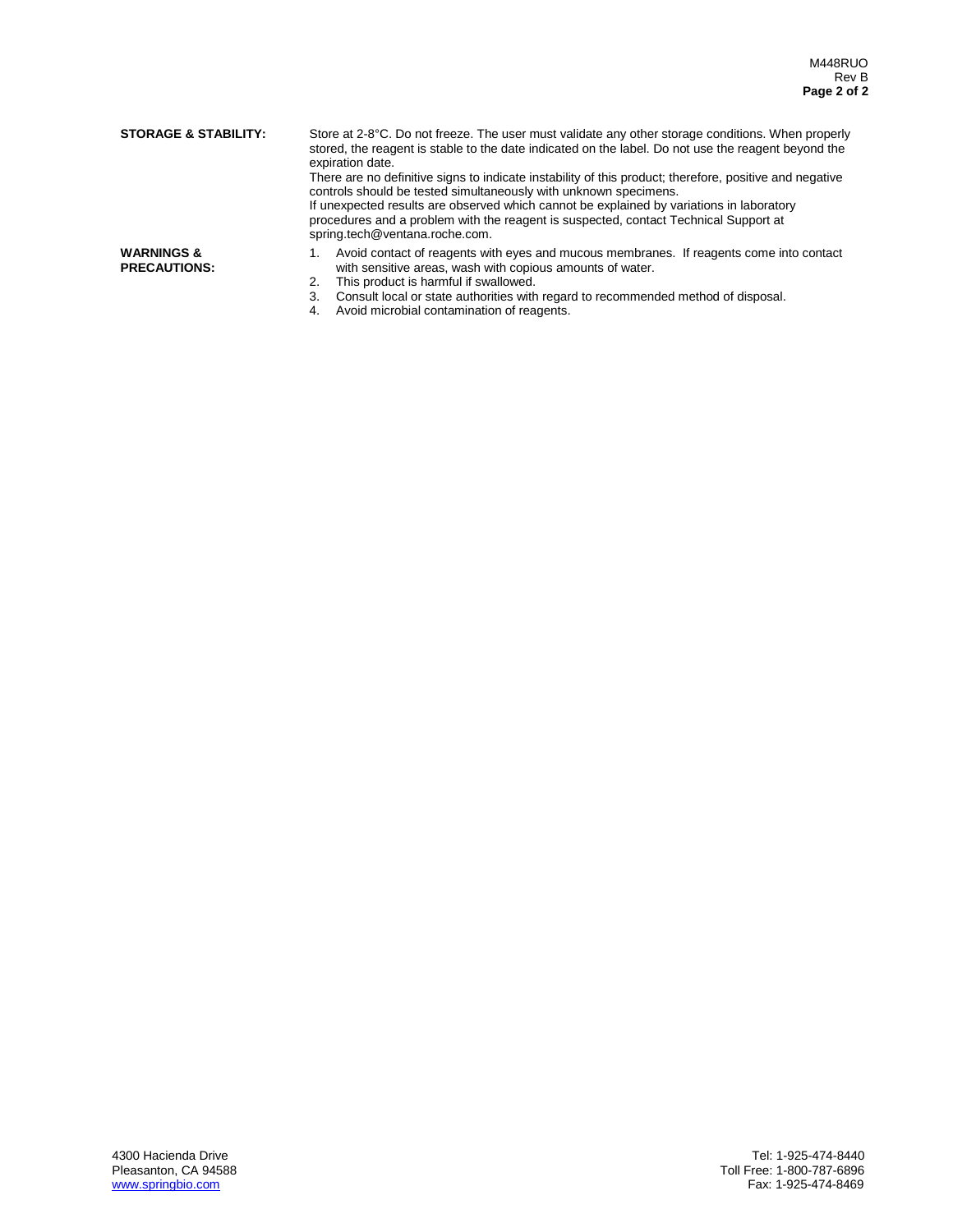**STORAGE & STABILITY:**

Store at 2-8°C. Do not freeze. The user must validate any other storage conditions. When properly stored, the reagent is stable to the date indicated on the label. Do not use the reagent beyond the expiration date.

There are no definitive signs to indicate instability of this product; therefore, positive and negative controls should be tested simultaneously with unknown specimens.

If unexpected results are observed which cannot be explained by variations in laboratory procedures and a problem with the reagent is suspected, contact Technical Support at spring.tech@ventana.roche.com.

**WARNINGS & PRECAUTIONS:**

1. Avoid contact of reagents with eyes and mucous membranes. If reagents come into contact with sensitive areas, wash with copious amounts of water.
2. This product is harmful if swallowed.
3. Consult local or state authorities with regard to recommended method of disposal.
4. Avoid microbial contamination of reagents.